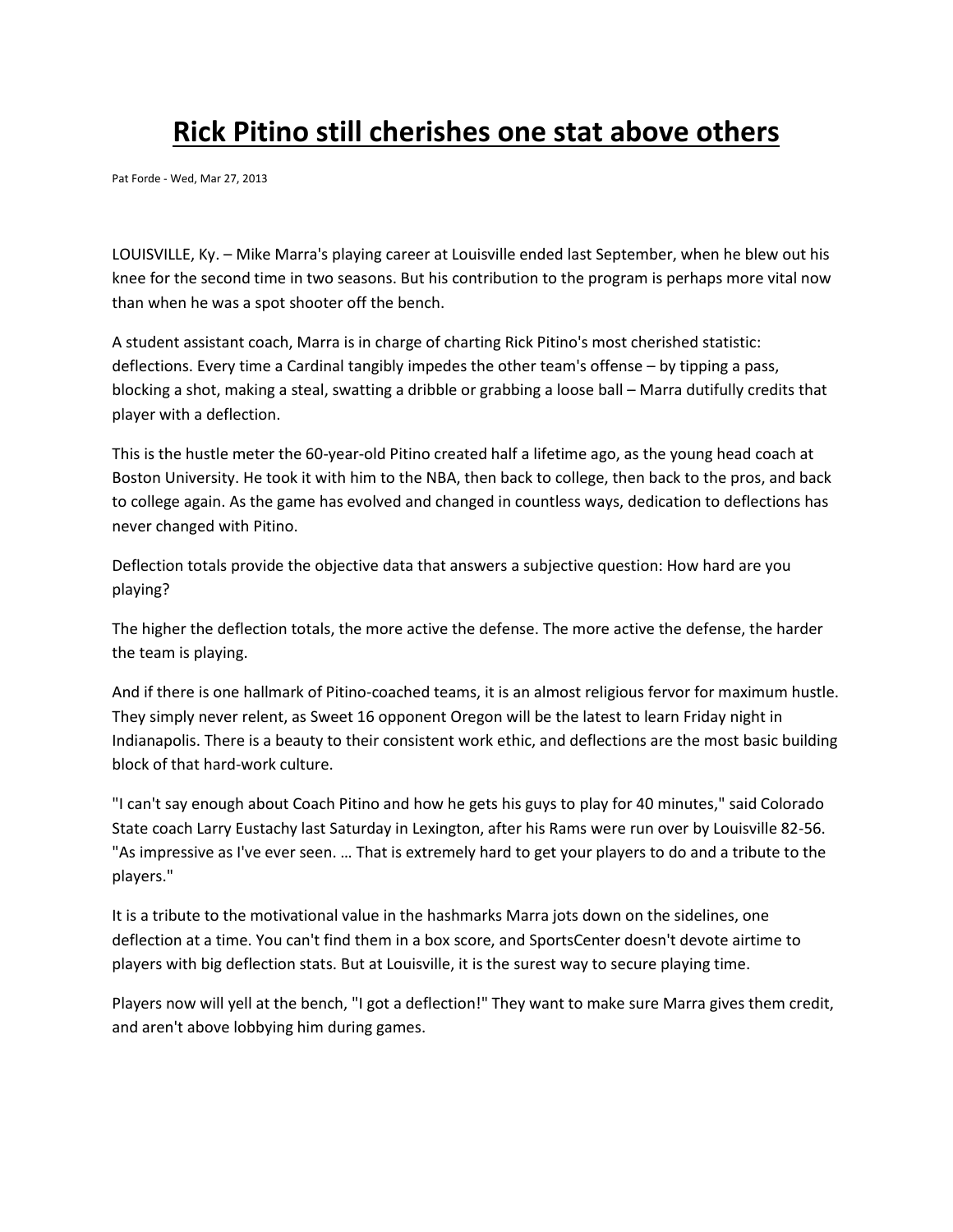# Rick Pitino still cherishes one stat above others

Pat Forde - Wed, Mar 27, 2013

LOUISVILLE, Ky. – Mike Marra's playing career at Louisville ended last September, when he blew out his knee for the second time in two seasons. But his contribution to the program is perhaps more vital now than when he was a spot shooter off the bench.

A student assistant coach, Marra is in charge of charting Rick Pitino's most cherished statistic: deflections. Every time a Cardinal tangibly impedes the other team's offense – by tipping a pass, blocking a shot, making a steal, swatting a dribble or grabbing a loose ball – Marra dutifully credits that player with a deflection.

This is the hustle meter the 60-year-old Pitino created half a lifetime ago, as the young head coach at Boston University. He took it with him to the NBA, then back to college, then back to the pros, and back to college again. As the game has evolved and changed in countless ways, dedication to deflections has never changed with Pitino.

Deflection totals provide the objective data that answers a subjective question: How hard are you playing?

The higher the deflection totals, the more active the defense. The more active the defense, the harder the team is playing.

And if there is one hallmark of Pitino-coached teams, it is an almost religious fervor for maximum hustle. They simply never relent, as Sweet 16 opponent Oregon will be the latest to learn Friday night in Indianapolis. There is a beauty to their consistent work ethic, and deflections are the most basic building block of that hard-work culture.

"I can't say enough about Coach Pitino and how he gets his guys to play for 40 minutes," said Colorado State coach Larry Eustachy last Saturday in Lexington, after his Rams were run over by Louisville 82-56. "As impressive as I've ever seen. … That is extremely hard to get your players to do and a tribute to the players."

It is a tribute to the motivational value in the hashmarks Marra jots down on the sidelines, one deflection at a time. You can't find them in a box score, and SportsCenter doesn't devote airtime to players with big deflection stats. But at Louisville, it is the surest way to secure playing time.

Players now will yell at the bench, "I got a deflection!" They want to make sure Marra gives them credit, and aren't above lobbying him during games.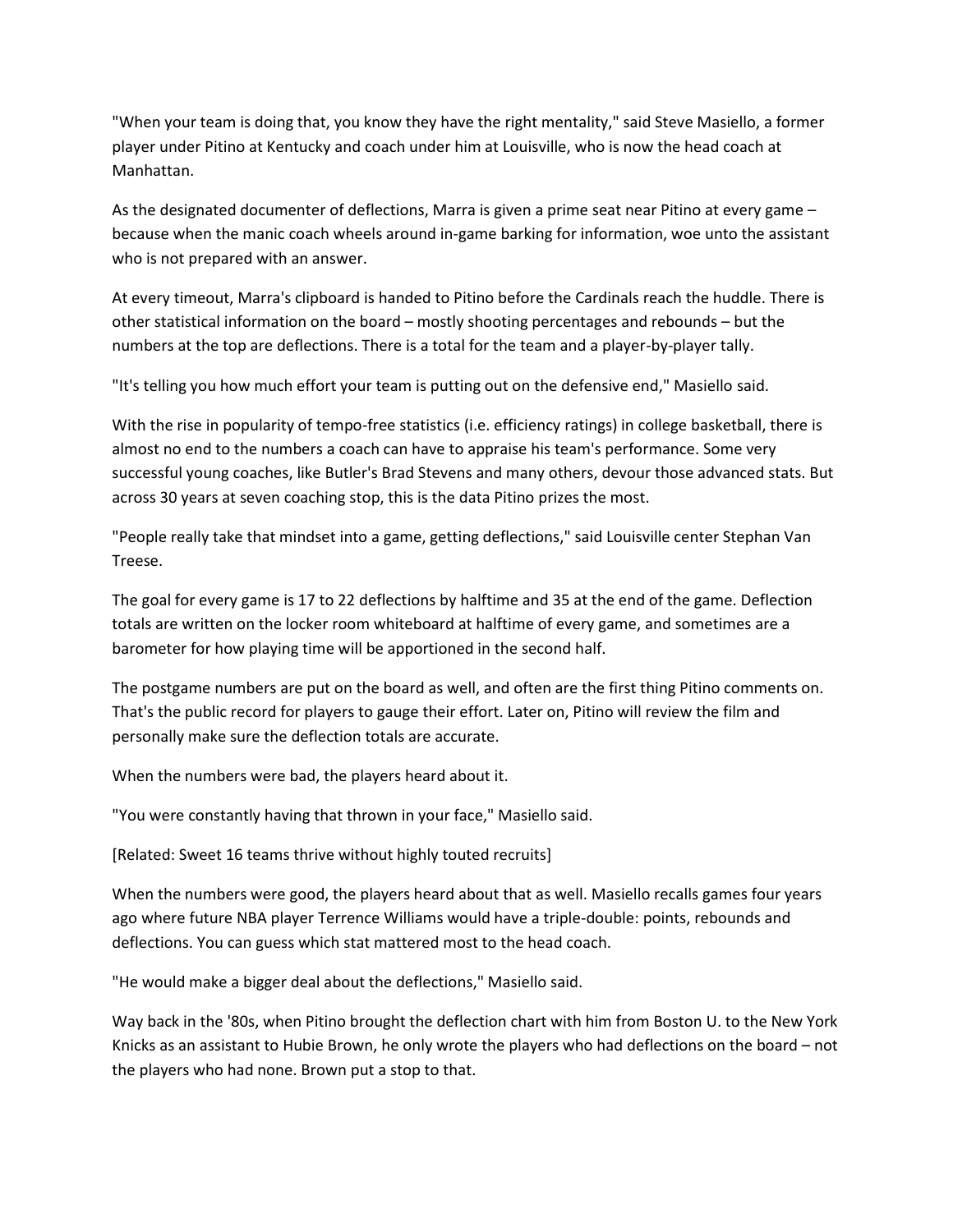"When your team is doing that, you know they have the right mentality," said Steve Masiello, a former player under Pitino at Kentucky and coach under him at Louisville, who is now the head coach at Manhattan.

As the designated documenter of deflections, Marra is given a prime seat near Pitino at every game – because when the manic coach wheels around in-game barking for information, woe unto the assistant who is not prepared with an answer.

At every timeout, Marra's clipboard is handed to Pitino before the Cardinals reach the huddle. There is other statistical information on the board – mostly shooting percentages and rebounds – but the numbers at the top are deflections. There is a total for the team and a player-by-player tally.

"It's telling you how much effort your team is putting out on the defensive end," Masiello said.

With the rise in popularity of tempo-free statistics (i.e. efficiency ratings) in college basketball, there is almost no end to the numbers a coach can have to appraise his team's performance. Some very successful young coaches, like Butler's Brad Stevens and many others, devour those advanced stats. But across 30 years at seven coaching stop, this is the data Pitino prizes the most.

"People really take that mindset into a game, getting deflections," said Louisville center Stephan Van Treese.

The goal for every game is 17 to 22 deflections by halftime and 35 at the end of the game. Deflection totals are written on the locker room whiteboard at halftime of every game, and sometimes are a barometer for how playing time will be apportioned in the second half.

The postgame numbers are put on the board as well, and often are the first thing Pitino comments on. That's the public record for players to gauge their effort. Later on, Pitino will review the film and personally make sure the deflection totals are accurate.

When the numbers were bad, the players heard about it.

"You were constantly having that thrown in your face," Masiello said.

[Related: Sweet 16 teams thrive without highly touted recruits]

When the numbers were good, the players heard about that as well. Masiello recalls games four years ago where future NBA player Terrence Williams would have a triple-double: points, rebounds and deflections. You can guess which stat mattered most to the head coach.

"He would make a bigger deal about the deflections," Masiello said.

Way back in the '80s, when Pitino brought the deflection chart with him from Boston U. to the New York Knicks as an assistant to Hubie Brown, he only wrote the players who had deflections on the board – not the players who had none. Brown put a stop to that.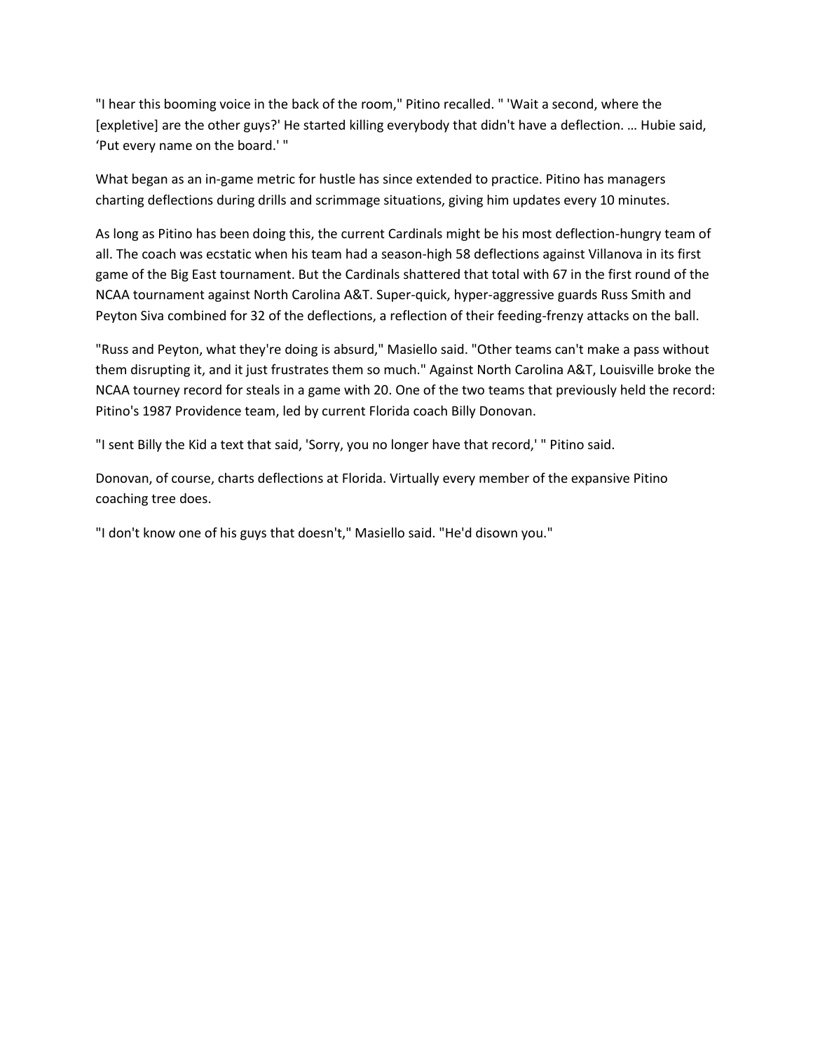"I hear this booming voice in the back of the room," Pitino recalled. " 'Wait a second, where the [expletive] are the other guys?' He started killing everybody that didn't have a deflection. … Hubie said, 'Put every name on the board.' "

What began as an in-game metric for hustle has since extended to practice. Pitino has managers charting deflections during drills and scrimmage situations, giving him updates every 10 minutes.

As long as Pitino has been doing this, the current Cardinals might be his most deflection-hungry team of all. The coach was ecstatic when his team had a season-high 58 deflections against Villanova in its first game of the Big East tournament. But the Cardinals shattered that total with 67 in the first round of the NCAA tournament against North Carolina A&T. Super-quick, hyper-aggressive guards Russ Smith and Peyton Siva combined for 32 of the deflections, a reflection of their feeding-frenzy attacks on the ball.

"Russ and Peyton, what they're doing is absurd," Masiello said. "Other teams can't make a pass without them disrupting it, and it just frustrates them so much." Against North Carolina A&T, Louisville broke the NCAA tourney record for steals in a game with 20. One of the two teams that previously held the record: Pitino's 1987 Providence team, led by current Florida coach Billy Donovan.

"I sent Billy the Kid a text that said, 'Sorry, you no longer have that record,' " Pitino said.

Donovan, of course, charts deflections at Florida. Virtually every member of the expansive Pitino coaching tree does.

"I don't know one of his guys that doesn't," Masiello said. "He'd disown you."